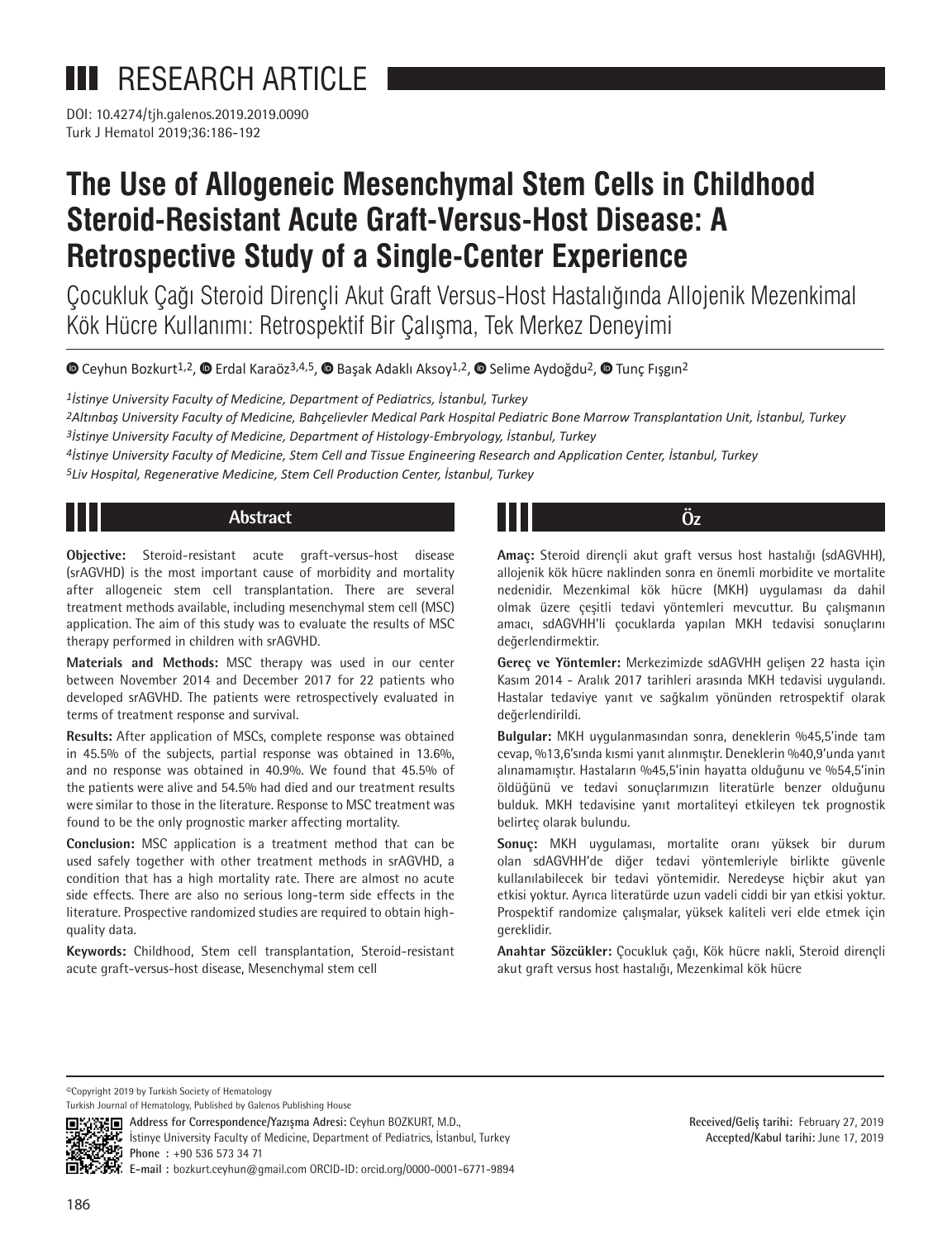RESEARCH ARTICLE

DOI: 10.4274/tjh.galenos.2019.2019.0090
Turk J Hematol 2019;36:186-192

# The Use of Allogeneic Mesenchymal Stem Cells in Childhood Steroid-Resistant Acute Graft-Versus-Host Disease: A Retrospective Study of a Single-Center Experience

## Çocukluk Çağı Steroid Dirençli Akut Graft Versus-Host Hastalığında Allojenik Mezenkimal Kök Hücre Kullanımı: Retrospektif Bir Çalışma, Tek Merkez Deneyimi

Ceyhun Bozkurt[1,2], Erdal Karaöz[3,4,5], Başak Adaklı Aksoy[1,2], Selime Aydoğdu[2], Tunç Fışgın[2]

*[1]İstinye University Faculty of Medicine, Department of Pediatrics, İstanbul, Turkey*
*[2]Altınbaş University Faculty of Medicine, Bahçelievler Medical Park Hospital Pediatric Bone Marrow Transplantation Unit, İstanbul, Turkey*
*[3]İstinye University Faculty of Medicine, Department of Histology-Embryology, İstanbul, Turkey*
*[4]İstinye University Faculty of Medicine, Stem Cell and Tissue Engineering Research and Application Center, İstanbul, Turkey*
*[5]Liv Hospital, Regenerative Medicine, Stem Cell Production Center, İstanbul, Turkey*

## Abstract

**Objective:** Steroid-resistant acute graft-versus-host disease (srAGVHD) is the most important cause of morbidity and mortality after allogeneic stem cell transplantation. There are several treatment methods available, including mesenchymal stem cell (MSC) application. The aim of this study was to evaluate the results of MSC therapy performed in children with srAGVHD.

**Materials and Methods:** MSC therapy was used in our center between November 2014 and December 2017 for 22 patients who developed srAGVHD. The patients were retrospectively evaluated in terms of treatment response and survival.

**Results:** After application of MSCs, complete response was obtained in 45.5% of the subjects, partial response was obtained in 13.6%, and no response was obtained in 40.9%. We found that 45.5% of the patients were alive and 54.5% had died and our treatment results were similar to those in the literature. Response to MSC treatment was found to be the only prognostic marker affecting mortality.

**Conclusion:** MSC application is a treatment method that can be used safely together with other treatment methods in srAGVHD, a condition that has a high mortality rate. There are almost no acute side effects. There are also no serious long-term side effects in the literature. Prospective randomized studies are required to obtain high-quality data.

**Keywords:** Childhood, Stem cell transplantation, Steroid-resistant acute graft-versus-host disease, Mesenchymal stem cell

## Öz

**Amaç:** Steroid dirençli akut graft versus host hastalığı (sdAGVHH), allojenik kök hücre naklinden sonra en önemli morbidite ve mortalite nedenidir. Mezenkimal kök hücre (MKH) uygulaması da dahil olmak üzere çeşitli tedavi yöntemleri mevcuttur. Bu çalışmanın amacı, sdAGVHH'li çocuklarda yapılan MKH tedavisi sonuçlarını değerlendirmektir.

**Gereç ve Yöntemler:** Merkezimizde sdAGVHH gelişen 22 hasta için Kasım 2014 - Aralık 2017 tarihleri arasında MKH tedavisi uygulandı. Hastalar tedaviye yanıt ve sağkalım yönünden retrospektif olarak değerlendirildi.

**Bulgular:** MKH uygulanmasından sonra, deneklerin %45,5'inde tam cevap, %13,6'sında kısmi yanıt alınmıştır. Deneklerin %40,9'unda yanıt alınamamıştır. Hastaların %45,5'inin hayatta olduğunu ve %54,5'inin öldüğünü ve tedavi sonuçlarımızın literatürle benzer olduğunu bulduk. MKH tedavisine yanıt mortaliteyi etkileyen tek prognostik belirteç olarak bulundu.

**Sonuç:** MKH uygulaması, mortalite oranı yüksek bir durum olan sdAGVHH'de diğer tedavi yöntemleriyle birlikte güvenle kullanılabilecek bir tedavi yöntemidir. Neredeyse hiçbir akut yan etkisi yoktur. Ayrıca literatürde uzun vadeli ciddi bir yan etkisi yoktur. Prospektif randomize çalışmalar, yüksek kaliteli veri elde etmek için gereklidir.

**Anahtar Sözcükler:** Çocukluk çağı, Kök hücre nakli, Steroid dirençli akut graft versus host hastalığı, Mezenkimal kök hücre

©Copyright 2019 by Turkish Society of Hematology
Turkish Journal of Hematology, Published by Galenos Publishing House

**Address for Correspondence/Yazışma Adresi:** Ceyhun BOZKURT, M.D.,
İstinye University Faculty of Medicine, Department of Pediatrics, İstanbul, Turkey
**Phone :** +90 536 573 34 71
**E-mail :** bozkurt.ceyhun@gmail.com ORCID-ID: orcid.org/0000-0001-6771-9894

**Received/Geliş tarihi:** February 27, 2019
**Accepted/Kabul tarihi:** June 17, 2019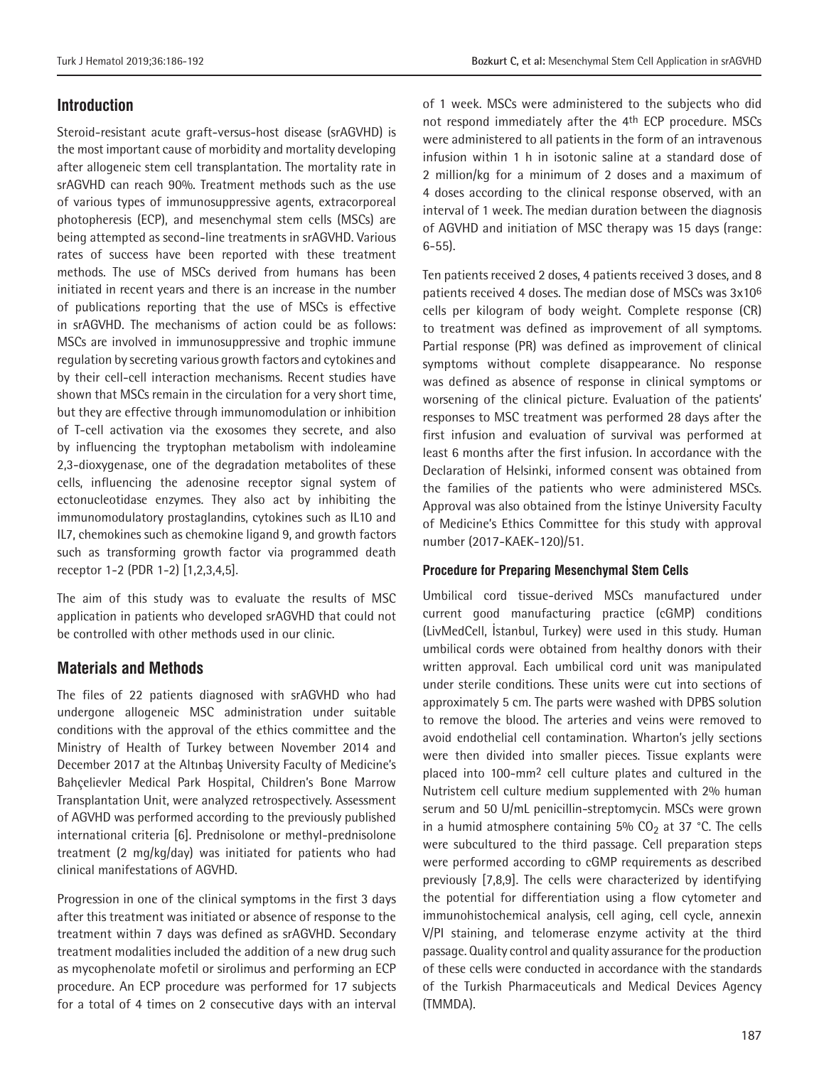## Introduction

Steroid-resistant acute graft-versus-host disease (srAGVHD) is the most important cause of morbidity and mortality developing after allogeneic stem cell transplantation. The mortality rate in srAGVHD can reach 90%. Treatment methods such as the use of various types of immunosuppressive agents, extracorporeal photopheresis (ECP), and mesenchymal stem cells (MSCs) are being attempted as second-line treatments in srAGVHD. Various rates of success have been reported with these treatment methods. The use of MSCs derived from humans has been initiated in recent years and there is an increase in the number of publications reporting that the use of MSCs is effective in srAGVHD. The mechanisms of action could be as follows: MSCs are involved in immunosuppressive and trophic immune regulation by secreting various growth factors and cytokines and by their cell-cell interaction mechanisms. Recent studies have shown that MSCs remain in the circulation for a very short time, but they are effective through immunomodulation or inhibition of T-cell activation via the exosomes they secrete, and also by influencing the tryptophan metabolism with indoleamine 2,3-dioxygenase, one of the degradation metabolites of these cells, influencing the adenosine receptor signal system of ectonucleotidase enzymes. They also act by inhibiting the immunomodulatory prostaglandins, cytokines such as IL10 and IL7, chemokines such as chemokine ligand 9, and growth factors such as transforming growth factor via programmed death receptor 1-2 (PDR 1-2) [1,2,3,4,5].

The aim of this study was to evaluate the results of MSC application in patients who developed srAGVHD that could not be controlled with other methods used in our clinic.

## Materials and Methods

The files of 22 patients diagnosed with srAGVHD who had undergone allogeneic MSC administration under suitable conditions with the approval of the ethics committee and the Ministry of Health of Turkey between November 2014 and December 2017 at the Altınbaş University Faculty of Medicine's Bahçelievler Medical Park Hospital, Children's Bone Marrow Transplantation Unit, were analyzed retrospectively. Assessment of AGVHD was performed according to the previously published international criteria [6]. Prednisolone or methyl-prednisolone treatment (2 mg/kg/day) was initiated for patients who had clinical manifestations of AGVHD.

Progression in one of the clinical symptoms in the first 3 days after this treatment was initiated or absence of response to the treatment within 7 days was defined as srAGVHD. Secondary treatment modalities included the addition of a new drug such as mycophenolate mofetil or sirolimus and performing an ECP procedure. An ECP procedure was performed for 17 subjects for a total of 4 times on 2 consecutive days with an interval of 1 week. MSCs were administered to the subjects who did not respond immediately after the 4th ECP procedure. MSCs were administered to all patients in the form of an intravenous infusion within 1 h in isotonic saline at a standard dose of 2 million/kg for a minimum of 2 doses and a maximum of 4 doses according to the clinical response observed, with an interval of 1 week. The median duration between the diagnosis of AGVHD and initiation of MSC therapy was 15 days (range: 6-55).

Ten patients received 2 doses, 4 patients received 3 doses, and 8 patients received 4 doses. The median dose of MSCs was $3 \times 10^6$ cells per kilogram of body weight. Complete response (CR) to treatment was defined as improvement of all symptoms. Partial response (PR) was defined as improvement of clinical symptoms without complete disappearance. No response was defined as absence of response in clinical symptoms or worsening of the clinical picture. Evaluation of the patients' responses to MSC treatment was performed 28 days after the first infusion and evaluation of survival was performed at least 6 months after the first infusion. In accordance with the Declaration of Helsinki, informed consent was obtained from the families of the patients who were administered MSCs. Approval was also obtained from the İstinye University Faculty of Medicine's Ethics Committee for this study with approval number (2017-KAEK-120)/51.

### Procedure for Preparing Mesenchymal Stem Cells

Umbilical cord tissue-derived MSCs manufactured under current good manufacturing practice (cGMP) conditions (LivMedCell, İstanbul, Turkey) were used in this study. Human umbilical cords were obtained from healthy donors with their written approval. Each umbilical cord unit was manipulated under sterile conditions. These units were cut into sections of approximately 5 cm. The parts were washed with DPBS solution to remove the blood. The arteries and veins were removed to avoid endothelial cell contamination. Wharton's jelly sections were then divided into smaller pieces. Tissue explants were placed into 100-$mm^2$ cell culture plates and cultured in the Nutristem cell culture medium supplemented with 2% human serum and 50 U/mL penicillin-streptomycin. MSCs were grown in a humid atmosphere containing 5% $CO_2$ at 37 °C. The cells were subcultured to the third passage. Cell preparation steps were performed according to cGMP requirements as described previously [7,8,9]. The cells were characterized by identifying the potential for differentiation using a flow cytometer and immunohistochemical analysis, cell aging, cell cycle, annexin V/PI staining, and telomerase enzyme activity at the third passage. Quality control and quality assurance for the production of these cells were conducted in accordance with the standards of the Turkish Pharmaceuticals and Medical Devices Agency (TMMDA).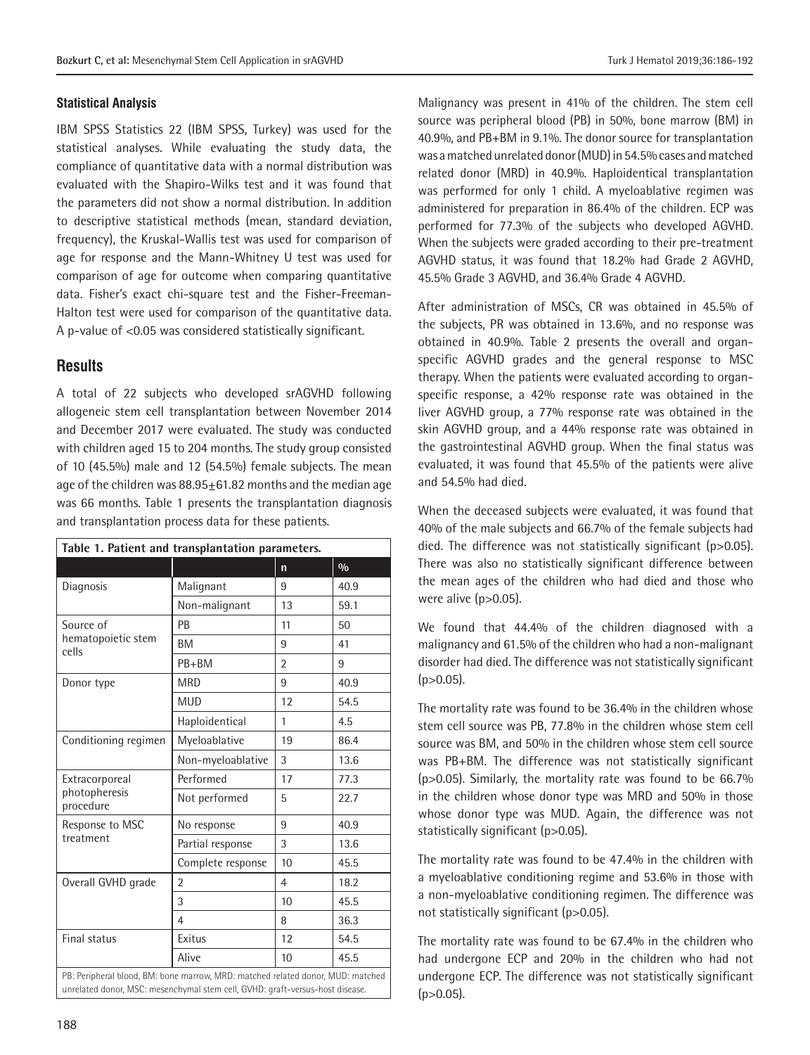### Statistical Analysis

IBM SPSS Statistics 22 (IBM SPSS, Turkey) was used for the statistical analyses. While evaluating the study data, the compliance of quantitative data with a normal distribution was evaluated with the Shapiro-Wilks test and it was found that the parameters did not show a normal distribution. In addition to descriptive statistical methods (mean, standard deviation, frequency), the Kruskal-Wallis test was used for comparison of age for response and the Mann-Whitney U test was used for comparison of age for outcome when comparing quantitative data. Fisher's exact chi-square test and the Fisher-Freeman-Halton test were used for comparison of the quantitative data. A p-value of <0.05 was considered statistically significant.

## Results

A total of 22 subjects who developed srAGVHD following allogeneic stem cell transplantation between November 2014 and December 2017 were evaluated. The study was conducted with children aged 15 to 204 months. The study group consisted of 10 (45.5%) male and 12 (54.5%) female subjects. The mean age of the children was 88.95±61.82 months and the median age was 66 months. Table 1 presents the transplantation diagnosis and transplantation process data for these patients.

**Table 1. Patient and transplantation parameters.**

| | | n | % |
|---|---|---|---|
| Diagnosis | Malignant | 9 | 40.9 |
| | Non-malignant | 13 | 59.1 |
| Source of hematopoietic stem cells | PB | 11 | 50 |
| | BM | 9 | 41 |
| | PB+BM | 2 | 9 |
| Donor type | MRD | 9 | 40.9 |
| | MUD | 12 | 54.5 |
| | Haploidentical | 1 | 4.5 |
| Conditioning regimen | Myeloablative | 19 | 86.4 |
| | Non-myeloablative | 3 | 13.6 |
| Extracorporeal photopheresis procedure | Performed | 17 | 77.3 |
| | Not performed | 5 | 22.7 |
| Response to MSC treatment | No response | 9 | 40.9 |
| | Partial response | 3 | 13.6 |
| | Complete response | 10 | 45.5 |
| Overall GVHD grade | 2 | 4 | 18.2 |
| | 3 | 10 | 45.5 |
| | 4 | 8 | 36.3 |
| Final status | Exitus | 12 | 54.5 |
| | Alive | 10 | 45.5 |

PB: Peripheral blood, BM: bone marrow, MRD: matched related donor, MUD: matched unrelated donor, MSC: mesenchymal stem cell, GVHD: graft-versus-host disease.

Malignancy was present in 41% of the children. The stem cell source was peripheral blood (PB) in 50%, bone marrow (BM) in 40.9%, and PB+BM in 9.1%. The donor source for transplantation was a matched unrelated donor (MUD) in 54.5% cases and matched related donor (MRD) in 40.9%. Haploidentical transplantation was performed for only 1 child. A myeloablative regimen was administered for preparation in 86.4% of the children. ECP was performed for 77.3% of the subjects who developed AGVHD. When the subjects were graded according to their pre-treatment AGVHD status, it was found that 18.2% had Grade 2 AGVHD, 45.5% Grade 3 AGVHD, and 36.4% Grade 4 AGVHD.

After administration of MSCs, CR was obtained in 45.5% of the subjects, PR was obtained in 13.6%, and no response was obtained in 40.9%. Table 2 presents the overall and organ-specific AGVHD grades and the general response to MSC therapy. When the patients were evaluated according to organ-specific response, a 42% response rate was obtained in the liver AGVHD group, a 77% response rate was obtained in the skin AGVHD group, and a 44% response rate was obtained in the gastrointestinal AGVHD group. When the final status was evaluated, it was found that 45.5% of the patients were alive and 54.5% had died.

When the deceased subjects were evaluated, it was found that 40% of the male subjects and 66.7% of the female subjects had died. The difference was not statistically significant (p>0.05). There was also no statistically significant difference between the mean ages of the children who had died and those who were alive (p>0.05).

We found that 44.4% of the children diagnosed with a malignancy and 61.5% of the children who had a non-malignant disorder had died. The difference was not statistically significant (p>0.05).

The mortality rate was found to be 36.4% in the children whose stem cell source was PB, 77.8% in the children whose stem cell source was BM, and 50% in the children whose stem cell source was PB+BM. The difference was not statistically significant (p>0.05). Similarly, the mortality rate was found to be 66.7% in the children whose donor type was MRD and 50% in those whose donor type was MUD. Again, the difference was not statistically significant (p>0.05).

The mortality rate was found to be 47.4% in the children with a myeloablative conditioning regime and 53.6% in those with a non-myeloablative conditioning regimen. The difference was not statistically significant (p>0.05).

The mortality rate was found to be 67.4% in the children who had undergone ECP and 20% in the children who had not undergone ECP. The difference was not statistically significant (p>0.05).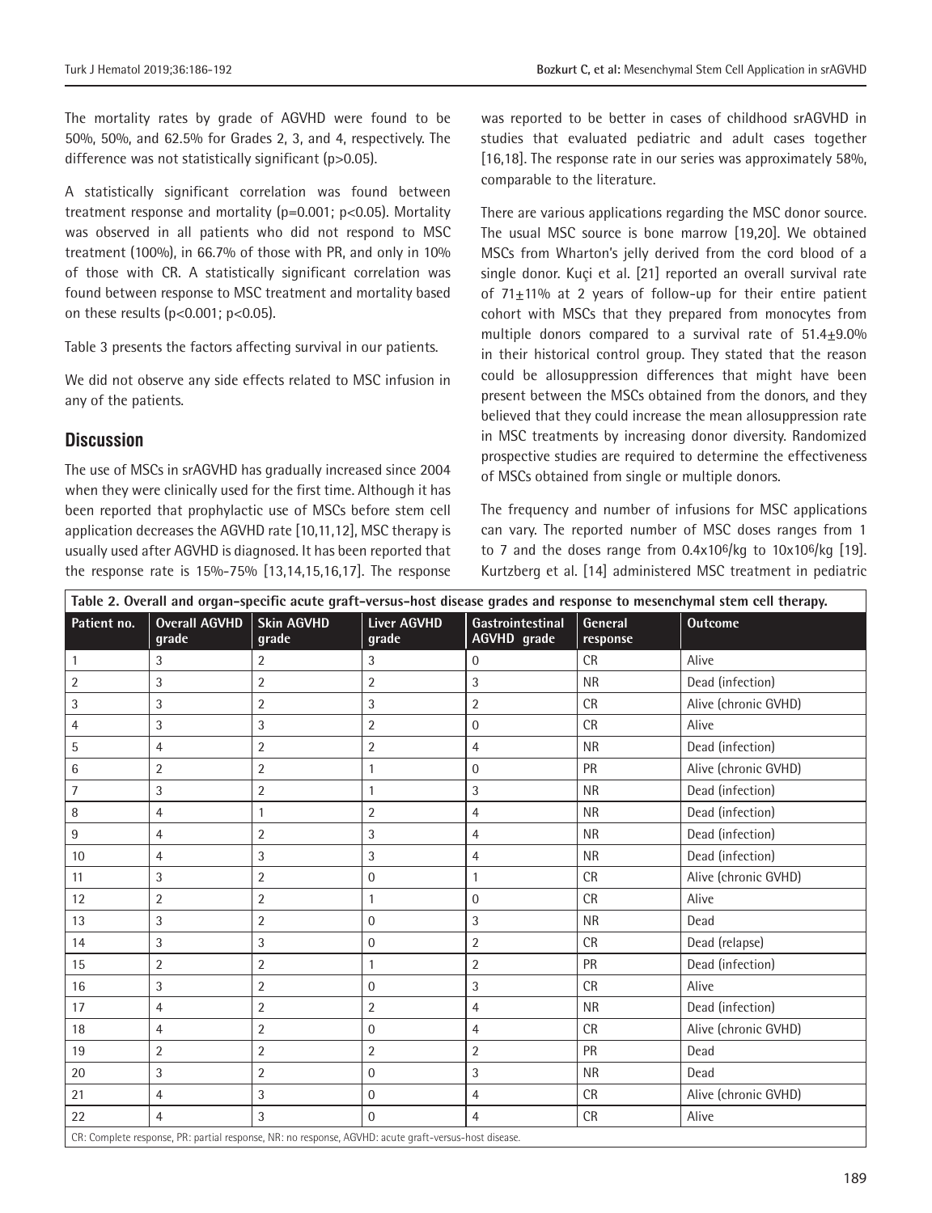The mortality rates by grade of AGVHD were found to be 50%, 50%, and 62.5% for Grades 2, 3, and 4, respectively. The difference was not statistically significant (p>0.05).

A statistically significant correlation was found between treatment response and mortality (p=0.001; p<0.05). Mortality was observed in all patients who did not respond to MSC treatment (100%), in 66.7% of those with PR, and only in 10% of those with CR. A statistically significant correlation was found between response to MSC treatment and mortality based on these results (p<0.001; p<0.05).

Table 3 presents the factors affecting survival in our patients.

We did not observe any side effects related to MSC infusion in any of the patients.

## Discussion

The use of MSCs in srAGVHD has gradually increased since 2004 when they were clinically used for the first time. Although it has been reported that prophylactic use of MSCs before stem cell application decreases the AGVHD rate [10,11,12], MSC therapy is usually used after AGVHD is diagnosed. It has been reported that the response rate is 15%-75% [13,14,15,16,17]. The response was reported to be better in cases of childhood srAGVHD in studies that evaluated pediatric and adult cases together [16,18]. The response rate in our series was approximately 58%, comparable to the literature.

There are various applications regarding the MSC donor source. The usual MSC source is bone marrow [19,20]. We obtained MSCs from Wharton's jelly derived from the cord blood of a single donor. Kuçi et al. [21] reported an overall survival rate of 71±11% at 2 years of follow-up for their entire patient cohort with MSCs that they prepared from monocytes from multiple donors compared to a survival rate of 51.4±9.0% in their historical control group. They stated that the reason could be allosuppression differences that might have been present between the MSCs obtained from the donors, and they believed that they could increase the mean allosuppression rate in MSC treatments by increasing donor diversity. Randomized prospective studies are required to determine the effectiveness of MSCs obtained from single or multiple donors.

The frequency and number of infusions for MSC applications can vary. The reported number of MSC doses ranges from 1 to 7 and the doses range from $0.4 \times 10^6$/kg to $10 \times 10^6$/kg [19]. Kurtzberg et al. [14] administered MSC treatment in pediatric

**Table 2. Overall and organ-specific acute graft-versus-host disease grades and response to mesenchymal stem cell therapy.**

| Patient no. | Overall AGVHD grade | Skin AGVHD grade | Liver AGVHD grade | Gastrointestinal AGVHD grade | General response | Outcome |
|---|---|---|---|---|---|---|
| 1 | 3 | 2 | 3 | 0 | CR | Alive |
| 2 | 3 | 2 | 2 | 3 | NR | Dead (infection) |
| 3 | 3 | 2 | 3 | 2 | CR | Alive (chronic GVHD) |
| 4 | 3 | 3 | 2 | 0 | CR | Alive |
| 5 | 4 | 2 | 2 | 4 | NR | Dead (infection) |
| 6 | 2 | 2 | 1 | 0 | PR | Alive (chronic GVHD) |
| 7 | 3 | 2 | 1 | 3 | NR | Dead (infection) |
| 8 | 4 | 1 | 2 | 4 | NR | Dead (infection) |
| 9 | 4 | 2 | 3 | 4 | NR | Dead (infection) |
| 10 | 4 | 3 | 3 | 4 | NR | Dead (infection) |
| 11 | 3 | 2 | 0 | 1 | CR | Alive (chronic GVHD) |
| 12 | 2 | 2 | 1 | 0 | CR | Alive |
| 13 | 3 | 2 | 0 | 3 | NR | Dead |
| 14 | 3 | 3 | 0 | 2 | CR | Dead (relapse) |
| 15 | 2 | 2 | 1 | 2 | PR | Dead (infection) |
| 16 | 3 | 2 | 0 | 3 | CR | Alive |
| 17 | 4 | 2 | 2 | 4 | NR | Dead (infection) |
| 18 | 4 | 2 | 0 | 4 | CR | Alive (chronic GVHD) |
| 19 | 2 | 2 | 2 | 2 | PR | Dead |
| 20 | 3 | 2 | 0 | 3 | NR | Dead |
| 21 | 4 | 3 | 0 | 4 | CR | Alive (chronic GVHD) |
| 22 | 4 | 3 | 0 | 4 | CR | Alive |

CR: Complete response, PR: partial response, NR: no response, AGVHD: acute graft-versus-host disease.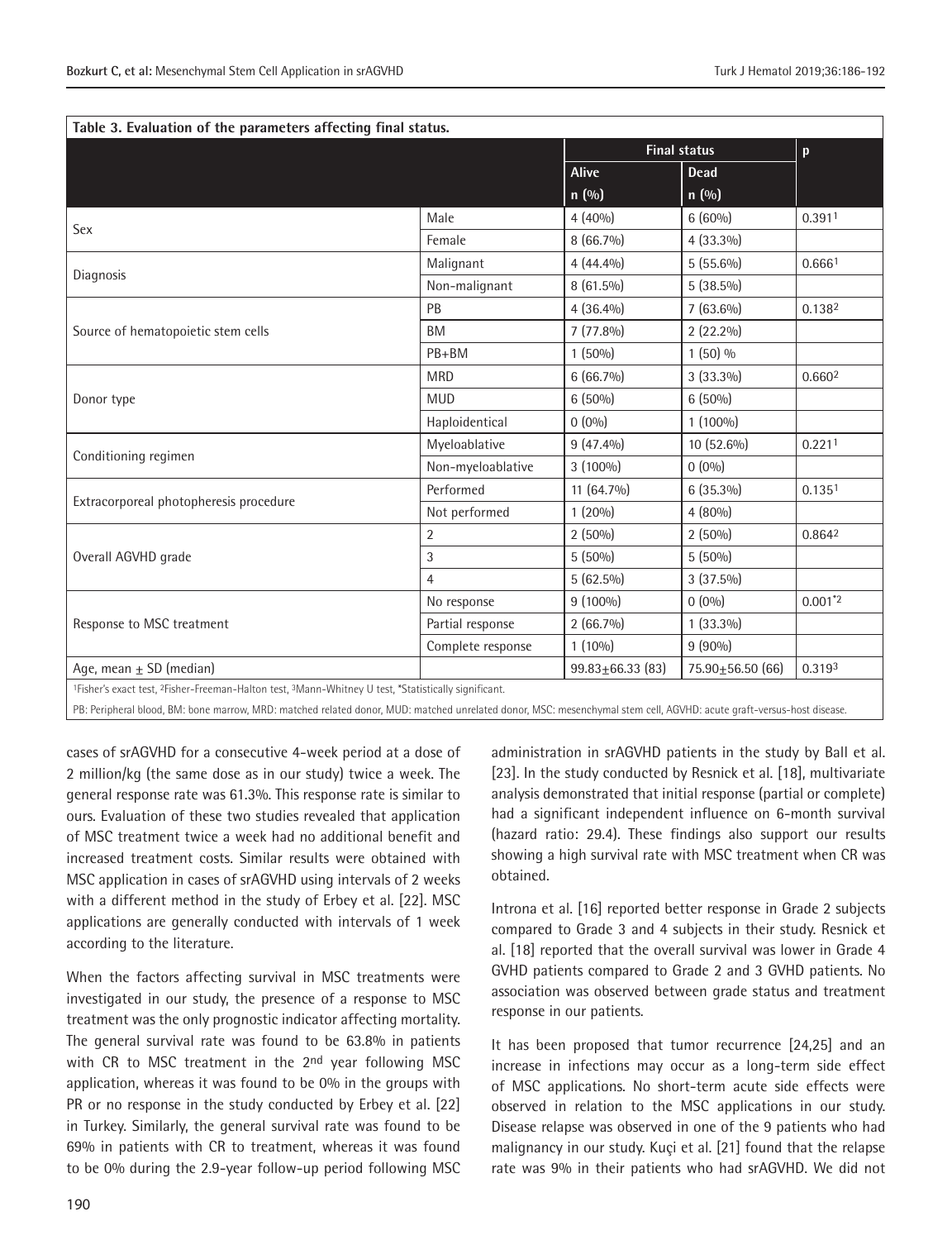**Table 3. Evaluation of the parameters affecting final status.**

| | | Final status | | p |
|---|---|---|---|---|
| | | Alive | Dead | |
| | | n (%) | n (%) | |
| Sex | Male | 4 (40%) | 6 (60%) | 0.391[1] |
| | Female | 8 (66.7%) | 4 (33.3%) | |
| Diagnosis | Malignant | 4 (44.4%) | 5 (55.6%) | 0.666[1] |
| | Non-malignant | 8 (61.5%) | 5 (38.5%) | |
| Source of hematopoietic stem cells | PB | 4 (36.4%) | 7 (63.6%) | 0.138[2] |
| | BM | 7 (77.8%) | 2 (22.2%) | |
| | PB+BM | 1 (50%) | 1 (50) % | |
| Donor type | MRD | 6 (66.7%) | 3 (33.3%) | 0.660[2] |
| | MUD | 6 (50%) | 6 (50%) | |
| | Haploidentical | 0 (0%) | 1 (100%) | |
| Conditioning regimen | Myeloablative | 9 (47.4%) | 10 (52.6%) | 0.221[1] |
| | Non-myeloablative | 3 (100%) | 0 (0%) | |
| Extracorporeal photopheresis procedure | Performed | 11 (64.7%) | 6 (35.3%) | 0.135[1] |
| | Not performed | 1 (20%) | 4 (80%) | |
| Overall AGVHD grade | 2 | 2 (50%) | 2 (50%) | 0.864[2] |
| | 3 | 5 (50%) | 5 (50%) | |
| | 4 | 5 (62.5%) | 3 (37.5%) | |
| Response to MSC treatment | No response | 9 (100%) | 0 (0%) | 0.001*[2] |
| | Partial response | 2 (66.7%) | 1 (33.3%) | |
| | Complete response | 1 (10%) | 9 (90%) | |
| Age, mean ± SD (median) | | 99.83±66.33 (83) | 75.90±56.50 (66) | 0.319[3] |

[1]Fisher's exact test, [2]Fisher-Freeman-Halton test, [3]Mann-Whitney U test, *Statistically significant.

PB: Peripheral blood, BM: bone marrow, MRD: matched related donor, MUD: matched unrelated donor, MSC: mesenchymal stem cell, AGVHD: acute graft-versus-host disease.

cases of srAGVHD for a consecutive 4-week period at a dose of 2 million/kg (the same dose as in our study) twice a week. The general response rate was 61.3%. This response rate is similar to ours. Evaluation of these two studies revealed that application of MSC treatment twice a week had no additional benefit and increased treatment costs. Similar results were obtained with MSC application in cases of srAGVHD using intervals of 2 weeks with a different method in the study of Erbey et al. [22]. MSC applications are generally conducted with intervals of 1 week according to the literature.

When the factors affecting survival in MSC treatments were investigated in our study, the presence of a response to MSC treatment was the only prognostic indicator affecting mortality. The general survival rate was found to be 63.8% in patients with CR to MSC treatment in the 2nd year following MSC application, whereas it was found to be 0% in the groups with PR or no response in the study conducted by Erbey et al. [22] in Turkey. Similarly, the general survival rate was found to be 69% in patients with CR to treatment, whereas it was found to be 0% during the 2.9-year follow-up period following MSC administration in srAGVHD patients in the study by Ball et al. [23]. In the study conducted by Resnick et al. [18], multivariate analysis demonstrated that initial response (partial or complete) had a significant independent influence on 6-month survival (hazard ratio: 29.4). These findings also support our results showing a high survival rate with MSC treatment when CR was obtained.

Introna et al. [16] reported better response in Grade 2 subjects compared to Grade 3 and 4 subjects in their study. Resnick et al. [18] reported that the overall survival was lower in Grade 4 GVHD patients compared to Grade 2 and 3 GVHD patients. No association was observed between grade status and treatment response in our patients.

It has been proposed that tumor recurrence [24,25] and an increase in infections may occur as a long-term side effect of MSC applications. No short-term acute side effects were observed in relation to the MSC applications in our study. Disease relapse was observed in one of the 9 patients who had malignancy in our study. Kuçi et al. [21] found that the relapse rate was 9% in their patients who had srAGVHD. We did not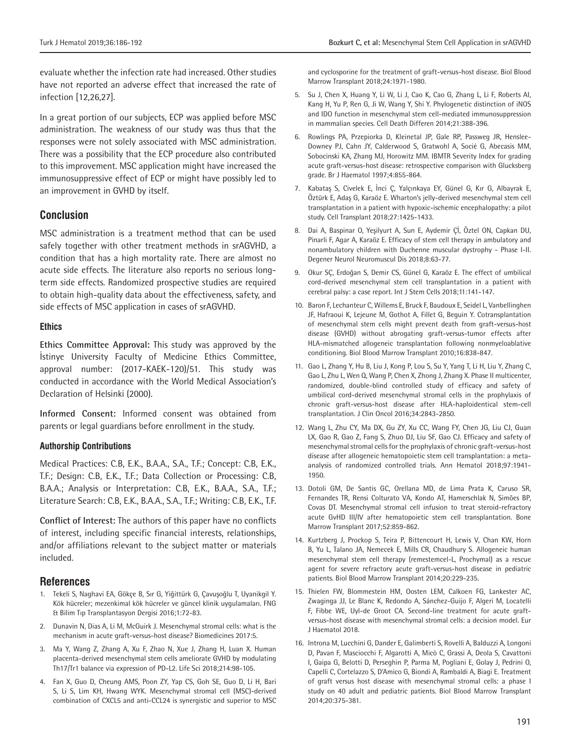evaluate whether the infection rate had increased. Other studies have not reported an adverse effect that increased the rate of infection [12,26,27].

In a great portion of our subjects, ECP was applied before MSC administration. The weakness of our study was thus that the responses were not solely associated with MSC administration. There was a possibility that the ECP procedure also contributed to this improvement. MSC application might have increased the immunosuppressive effect of ECP or might have possibly led to an improvement in GVHD by itself.

## Conclusion

MSC administration is a treatment method that can be used safely together with other treatment methods in srAGVHD, a condition that has a high mortality rate. There are almost no acute side effects. The literature also reports no serious long-term side effects. Randomized prospective studies are required to obtain high-quality data about the effectiveness, safety, and side effects of MSC application in cases of srAGVHD.

### Ethics

**Ethics Committee Approval:** This study was approved by the İstinye University Faculty of Medicine Ethics Committee, approval number: (2017-KAEK-120)/51. This study was conducted in accordance with the World Medical Association's Declaration of Helsinki (2000).

**Informed Consent:** Informed consent was obtained from parents or legal guardians before enrollment in the study.

### Authorship Contributions

Medical Practices: C.B, E.K., B.A.A., S.A., T.F.; Concept: C.B, E.K., T.F.; Design: C.B, E.K., T.F.; Data Collection or Processing: C.B, B.A.A.; Analysis or Interpretation: C.B, E.K., B.A.A., S.A., T.F.; Literature Search: C.B, E.K., B.A.A., S.A., T.F.; Writing: C.B, E.K., T.F.

**Conflict of Interest:** The authors of this paper have no conflicts of interest, including specific financial interests, relationships, and/or affiliations relevant to the subject matter or materials included.

## References

1. Tekeli S, Naghavi EA, Gökçe B, Sır G, Yiğittürk G, Çavuşoğlu T, Uyanikgil Y. Kök hücreler; mezenkimal kök hücreler ve güncel klinik uygulamaları. FNG & Bilim Tıp Transplantasyon Dergisi 2016;1:72-83.
2. Dunavin N, Dias A, Li M, McGuirk J. Mesenchymal stromal cells: what is the mechanism in acute graft-versus-host disease? Biomedicines 2017:5.
3. Ma Y, Wang Z, Zhang A, Xu F, Zhao N, Xue J, Zhang H, Luan X. Human placenta-derived mesenchymal stem cells ameliorate GVHD by modulating Th17/Tr1 balance via expression of PD-L2. Life Sci 2018;214:98-105.
4. Fan X, Guo D, Cheung AMS, Poon ZY, Yap CS, Goh SE, Guo D, Li H, Bari S, Li S, Lim KH, Hwang WYK. Mesenchymal stromal cell (MSC)-derived combination of CXCL5 and anti-CCL24 is synergistic and superior to MSC and cyclosporine for the treatment of graft-versus-host disease. Biol Blood Marrow Transplant 2018;24:1971-1980.
5. Su J, Chen X, Huang Y, Li W, Li J, Cao K, Cao G, Zhang L, Li F, Roberts AI, Kang H, Yu P, Ren G, Ji W, Wang Y, Shi Y. Phylogenetic distinction of iNOS and IDO function in mesenchymal stem cell-mediated immunosuppression in mammalian species. Cell Death Differen 2014;21:388-396.
6. Rowlings PA, Przepiorka D, Kleinetal JP, Gale RP, Passweg JR, Henslee-Downey PJ, Cahn JY, Calderwood S, Gratwohl A, Socié G, Abecasis MM, Sobocinski KA, Zhang MJ, Horowitz MM. IBMTR Severity Index for grading acute graft-versus-host disease: retrospective comparison with Glucksberg grade. Br J Haematol 1997;4:855-864.
7. Kabataş S, Civelek E, İnci Ç, Yalçınkaya EY, Günel G, Kır G, Albayrak E, Öztürk E, Adaş G, Karaöz E. Wharton's jelly-derived mesenchymal stem cell transplantation in a patient with hypoxic-ischemic encephalopathy: a pilot study. Cell Transplant 2018;27:1425-1433.
8. Dai A, Baspinar O, Yeşilyurt A, Sun E, Aydemir Çİ, Öztel ON, Capkan DU, Pinarli F, Agar A, Karaöz E. Efficacy of stem cell therapy in ambulatory and nonambulatory children with Duchenne muscular dystrophy - Phase I-II. Degener Neurol Neuromuscul Dis 2018;8:63-77.
9. Okur SÇ, Erdoğan S, Demir CS, Günel G, Karaöz E. The effect of umbilical cord-derived mesenchymal stem cell transplantation in a patient with cerebral palsy: a case report. Int J Stem Cells 2018;11:141-147.
10. Baron F, Lechanteur C, Willems E, Bruck F, Baudoux E, Seidel L, Vanbellinghen JF, Hafraoui K, Lejeune M, Gothot A, Fillet G, Beguin Y. Cotransplantation of mesenchymal stem cells might prevent death from graft-versus-host disease (GVHD) without abrogating graft-versus-tumor effects after HLA-mismatched allogeneic transplantation following nonmyeloablative conditioning. Biol Blood Marrow Transplant 2010;16:838-847.
11. Gao L, Zhang Y, Hu B, Liu J, Kong P, Lou S, Su Y, Yang T, Li H, Liu Y, Zhang C, Gao L, Zhu L, Wen Q, Wang P, Chen X, Zhong J, Zhang X. Phase II multicenter, randomized, double-blind controlled study of efficacy and safety of umbilical cord-derived mesenchymal stromal cells in the prophylaxis of chronic graft-versus-host disease after HLA-haploidentical stem-cell transplantation. J Clin Oncol 2016;34:2843-2850.
12. Wang L, Zhu CY, Ma DX, Gu ZY, Xu CC, Wang FY, Chen JG, Liu CJ, Guan LX, Gao R, Gao Z, Fang S, Zhuo DJ, Liu SF, Gao CJ. Efficacy and safety of mesenchymal stromal cells for the prophylaxis of chronic graft-versus-host disease after allogeneic hematopoietic stem cell transplantation: a meta-analysis of randomized controlled trials. Ann Hematol 2018;97:1941-1950.
13. Dotoli GM, De Santis GC, Orellana MD, de Lima Prata K, Caruso SR, Fernandes TR, Rensi Colturato VA, Kondo AT, Hamerschlak N, Simões BP, Covas DT. Mesenchymal stromal cell infusion to treat steroid-refractory acute GvHD III/IV after hematopoietic stem cell transplantation. Bone Marrow Transplant 2017;52:859-862.
14. Kurtzberg J, Prockop S, Teira P, Bittencourt H, Lewis V, Chan KW, Horn B, Yu L, Talano JA, Nemecek E, Mills CR, Chaudhury S. Allogeneic human mesenchymal stem cell therapy (remestemcel-L, Prochymal) as a rescue agent for severe refractory acute graft-versus-host disease in pediatric patients. Biol Blood Marrow Transplant 2014;20:229-235.
15. Thielen FW, Blommestein HM, Oosten LEM, Calkoen FG, Lankester AC, Zwaginga JJ, Le Blanc K, Redondo A, Sánchez-Guijo F, Algeri M, Locatelli F, Fibbe WE, Uyl-de Groot CA. Second-line treatment for acute graft-versus-host disease with mesenchymal stromal cells: a decision model. Eur J Haematol 2018.
16. Introna M, Lucchini G, Dander E, Galimberti S, Rovelli A, Balduzzi A, Longoni D, Pavan F, Masciocchi F, Algarotti A, Micò C, Grassi A, Deola S, Cavattoni I, Gaipa G, Belotti D, Perseghin P, Parma M, Pogliani E, Golay J, Pedrini O, Capelli C, Cortelazzo S, D'Amico G, Biondi A, Rambaldi A, Biagi E. Treatment of graft versus host disease with mesenchymal stromal cells: a phase I study on 40 adult and pediatric patients. Biol Blood Marrow Transplant 2014;20:375-381.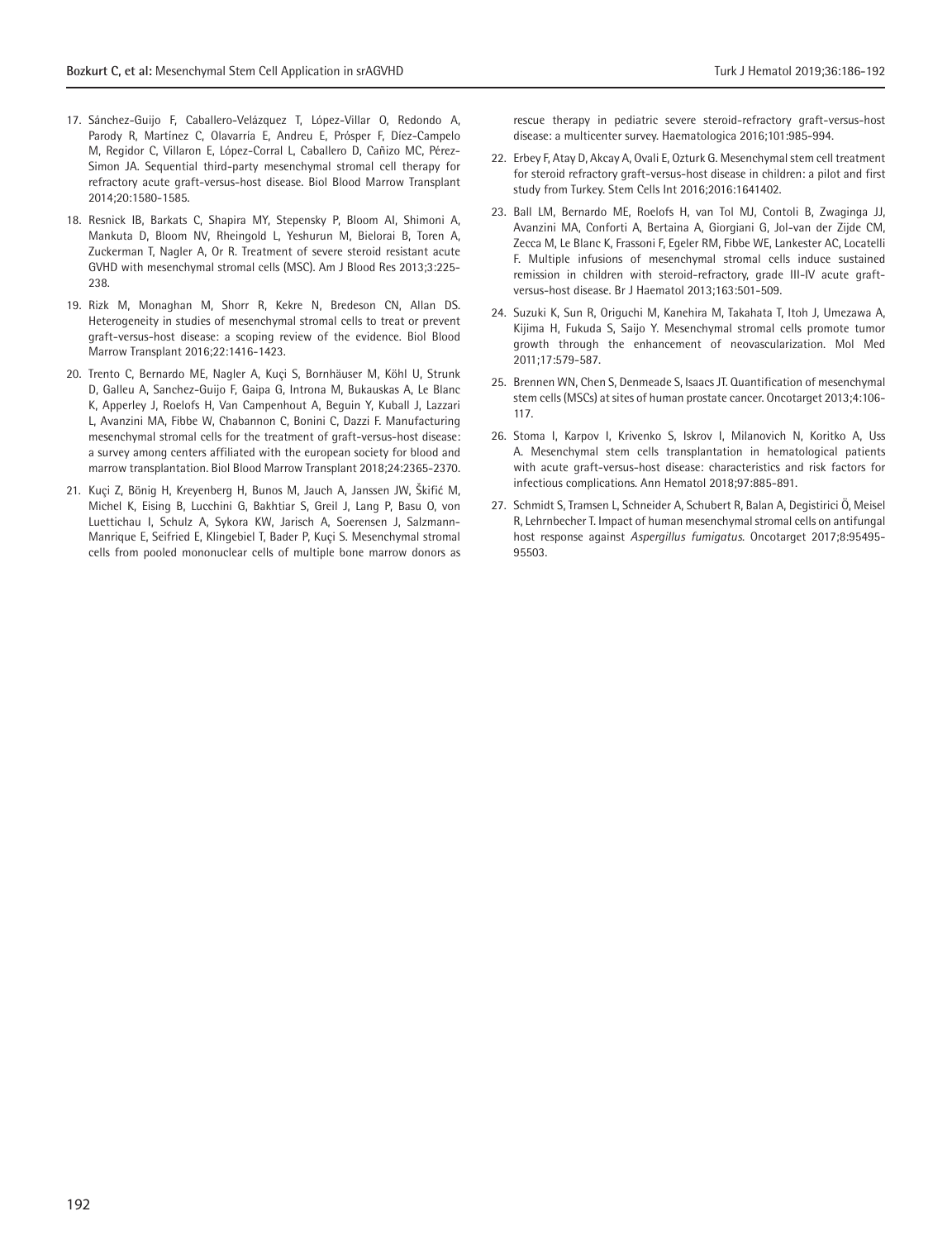17. Sánchez-Guijo F, Caballero-Velázquez T, López-Villar O, Redondo A, Parody R, Martínez C, Olavarría E, Andreu E, Prósper F, Díez-Campelo M, Regidor C, Villaron E, López-Corral L, Caballero D, Cañizo MC, Pérez-Simon JA. Sequential third-party mesenchymal stromal cell therapy for refractory acute graft-versus-host disease. Biol Blood Marrow Transplant 2014;20:1580-1585.

18. Resnick IB, Barkats C, Shapira MY, Stepensky P, Bloom AI, Shimoni A, Mankuta D, Bloom NV, Rheingold L, Yeshurun M, Bielorai B, Toren A, Zuckerman T, Nagler A, Or R. Treatment of severe steroid resistant acute GVHD with mesenchymal stromal cells (MSC). Am J Blood Res 2013;3:225-238.

19. Rizk M, Monaghan M, Shorr R, Kekre N, Bredeson CN, Allan DS. Heterogeneity in studies of mesenchymal stromal cells to treat or prevent graft-versus-host disease: a scoping review of the evidence. Biol Blood Marrow Transplant 2016;22:1416-1423.

20. Trento C, Bernardo ME, Nagler A, Kuçi S, Bornhäuser M, Köhl U, Strunk D, Galleu A, Sanchez-Guijo F, Gaipa G, Introna M, Bukauskas A, Le Blanc K, Apperley J, Roelofs H, Van Campenhout A, Beguin Y, Kuball J, Lazzari L, Avanzini MA, Fibbe W, Chabannon C, Bonini C, Dazzi F. Manufacturing mesenchymal stromal cells for the treatment of graft-versus-host disease: a survey among centers affiliated with the european society for blood and marrow transplantation. Biol Blood Marrow Transplant 2018;24:2365-2370.

21. Kuçi Z, Bönig H, Kreyenberg H, Bunos M, Jauch A, Janssen JW, Škifić M, Michel K, Eising B, Lucchini G, Bakhtiar S, Greil J, Lang P, Basu O, von Luettichau I, Schulz A, Sykora KW, Jarisch A, Soerensen J, Salzmann-Manrique E, Seifried E, Klingebiel T, Bader P, Kuçi S. Mesenchymal stromal cells from pooled mononuclear cells of multiple bone marrow donors as rescue therapy in pediatric severe steroid-refractory graft-versus-host disease: a multicenter survey. Haematologica 2016;101:985-994.

22. Erbey F, Atay D, Akcay A, Ovali E, Ozturk G. Mesenchymal stem cell treatment for steroid refractory graft-versus-host disease in children: a pilot and first study from Turkey. Stem Cells Int 2016;2016:1641402.

23. Ball LM, Bernardo ME, Roelofs H, van Tol MJ, Contoli B, Zwaginga JJ, Avanzini MA, Conforti A, Bertaina A, Giorgiani G, Jol-van der Zijde CM, Zecca M, Le Blanc K, Frassoni F, Egeler RM, Fibbe WE, Lankester AC, Locatelli F. Multiple infusions of mesenchymal stromal cells induce sustained remission in children with steroid-refractory, grade III-IV acute graft-versus-host disease. Br J Haematol 2013;163:501-509.

24. Suzuki K, Sun R, Origuchi M, Kanehira M, Takahata T, Itoh J, Umezawa A, Kijima H, Fukuda S, Saijo Y. Mesenchymal stromal cells promote tumor growth through the enhancement of neovascularization. Mol Med 2011;17:579-587.

25. Brennen WN, Chen S, Denmeade S, Isaacs JT. Quantification of mesenchymal stem cells (MSCs) at sites of human prostate cancer. Oncotarget 2013;4:106-117.

26. Stoma I, Karpov I, Krivenko S, Iskrov I, Milanovich N, Koritko A, Uss A. Mesenchymal stem cells transplantation in hematological patients with acute graft-versus-host disease: characteristics and risk factors for infectious complications. Ann Hematol 2018;97:885-891.

27. Schmidt S, Tramsen L, Schneider A, Schubert R, Balan A, Degistirici Ö, Meisel R, Lehrnbecher T. Impact of human mesenchymal stromal cells on antifungal host response against *Aspergillus fumigatus*. Oncotarget 2017;8:95495-95503.